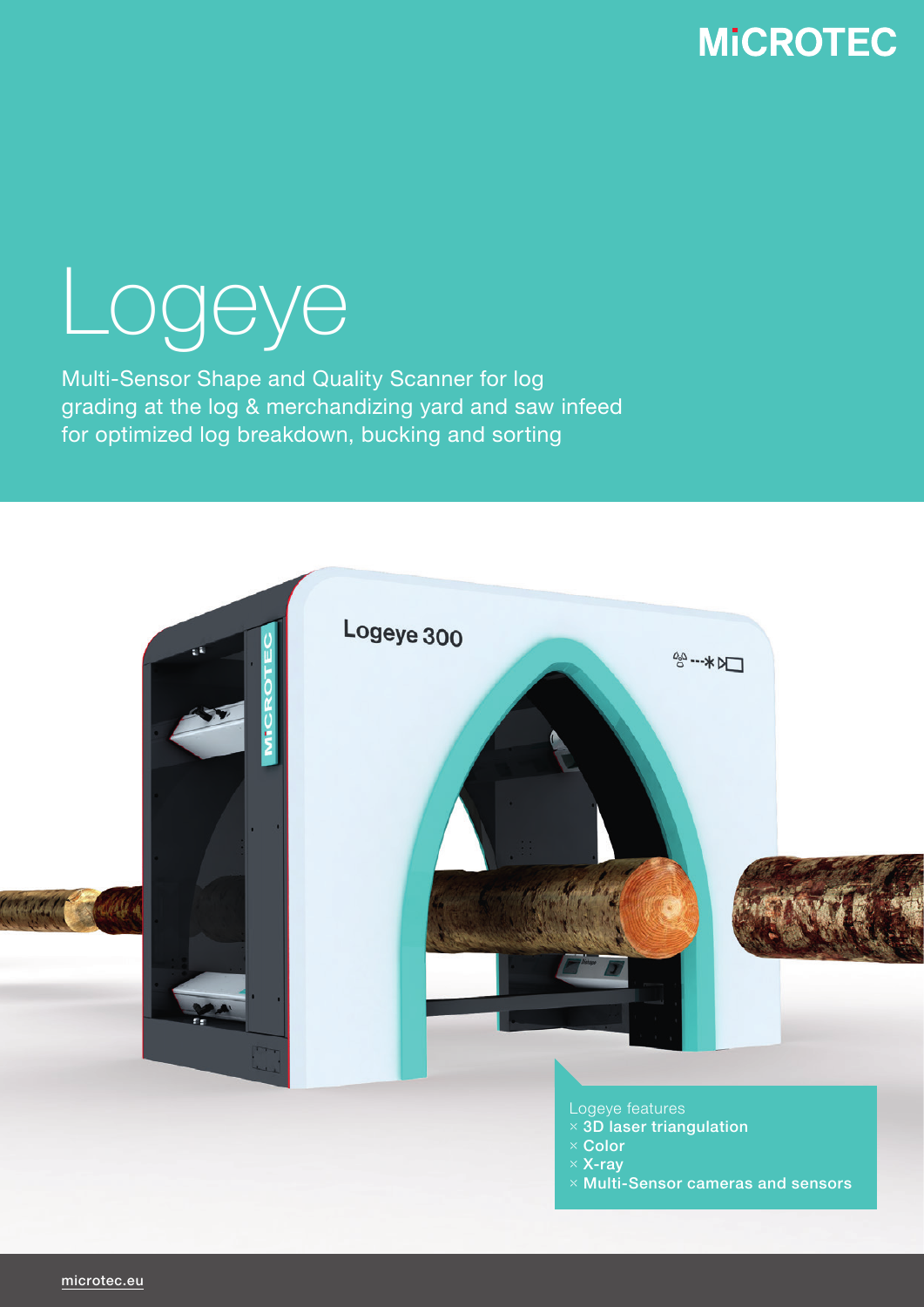MiCROTEC

# Logeye

Multi-Sensor Shape and Quality Scanner for log grading at the log & merchandizing yard and saw infeed for optimized log breakdown, bucking and sorting

Logeye 300

Logeye features

- 3D laser triangulation
- Color
- X-ray
- Multi-Sensor cameras and sensors

microtec.eu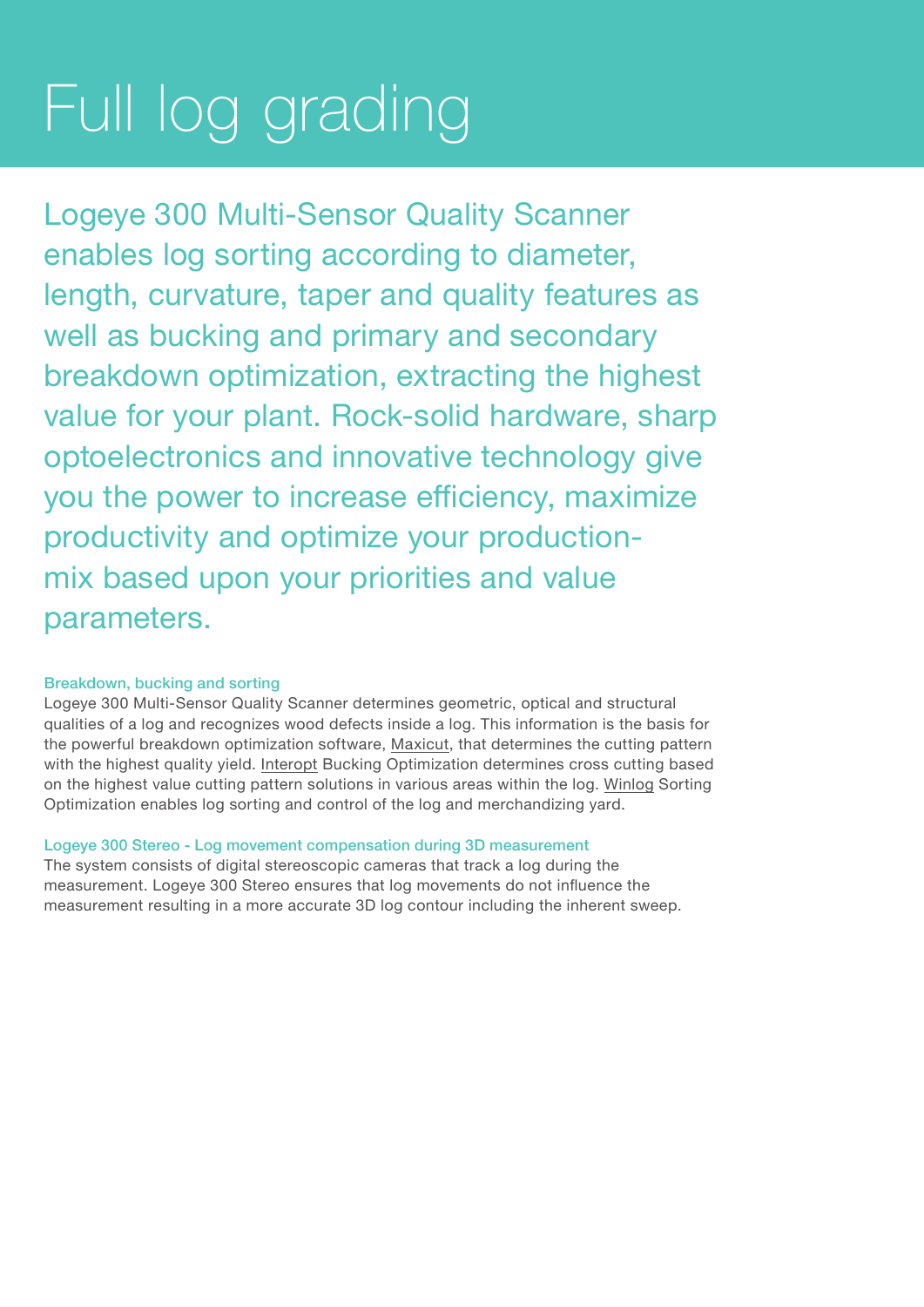# Full log grading

Logeye 300 Multi-Sensor Quality Scanner enables log sorting according to diameter, length, curvature, taper and quality features as well as bucking and primary and secondary breakdown optimization, extracting the highest value for your plant. Rock-solid hardware, sharp optoelectronics and innovative technology give you the power to increase efficiency, maximize productivity and optimize your production-mix based upon your priorities and value parameters.

### Breakdown, bucking and sorting

Logeye 300 Multi-Sensor Quality Scanner determines geometric, optical and structural qualities of a log and recognizes wood defects inside a log. This information is the basis for the powerful breakdown optimization software, Maxicut, that determines the cutting pattern with the highest quality yield. Interopt Bucking Optimization determines cross cutting based on the highest value cutting pattern solutions in various areas within the log. Winlog Sorting Optimization enables log sorting and control of the log and merchandizing yard.

### Logeye 300 Stereo - Log movement compensation during 3D measurement

The system consists of digital stereoscopic cameras that track a log during the measurement. Logeye 300 Stereo ensures that log movements do not influence the measurement resulting in a more accurate 3D log contour including the inherent sweep.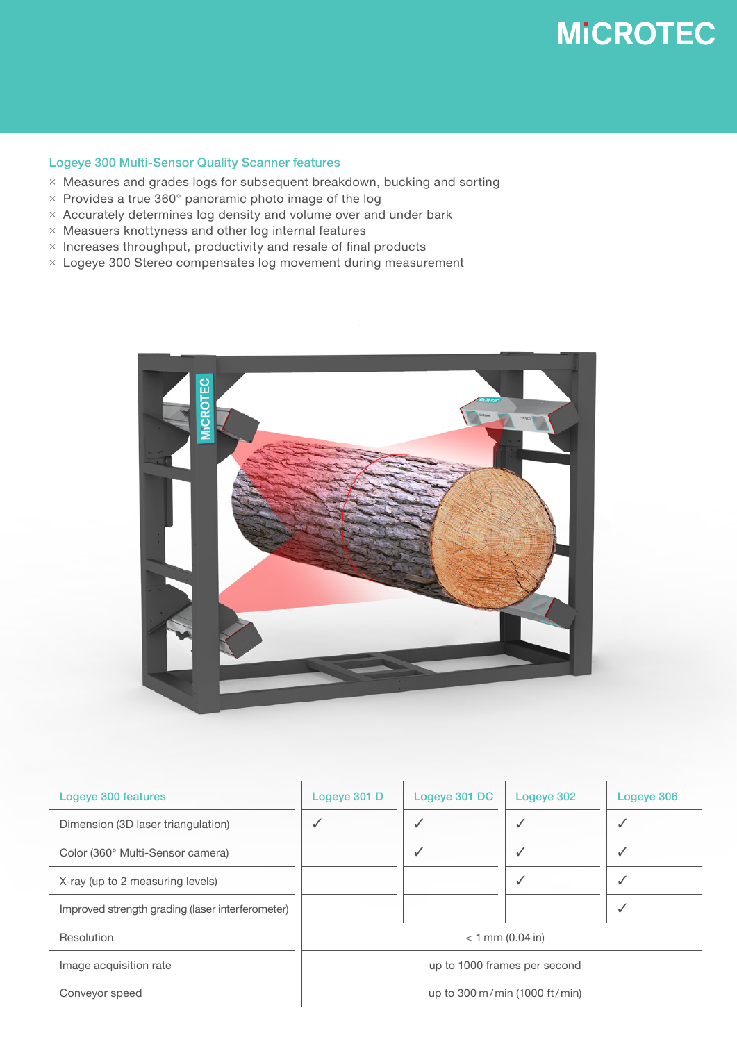### Logeye 300 Multi-Sensor Quality Scanner features

- Measures and grades logs for subsequent breakdown, bucking and sorting
- Provides a true 360° panoramic photo image of the log
- Accurately determines log density and volume over and under bark
- Measuers knottyness and other log internal features
- Increases throughput, productivity and resale of final products
- Logeye 300 Stereo compensates log movement during measurement

| Logeye 300 features | Logeye 301 D | Logeye 301 DC | Logeye 302 | Logeye 306 |
|---|---|---|---|---|
| Dimension (3D laser triangulation) | ✓ | ✓ | ✓ | ✓ |
| Color (360° Multi-Sensor camera) | | ✓ | ✓ | ✓ |
| X-ray (up to 2 measuring levels) | | | ✓ | ✓ |
| Improved strength grading (laser interferometer) | | | | ✓ |
| Resolution | < 1 mm (0.04 in) | | | |
| Image acquisition rate | up to 1000 frames per second | | | |
| Conveyor speed | up to 300 m/min (1000 ft/min) | | | |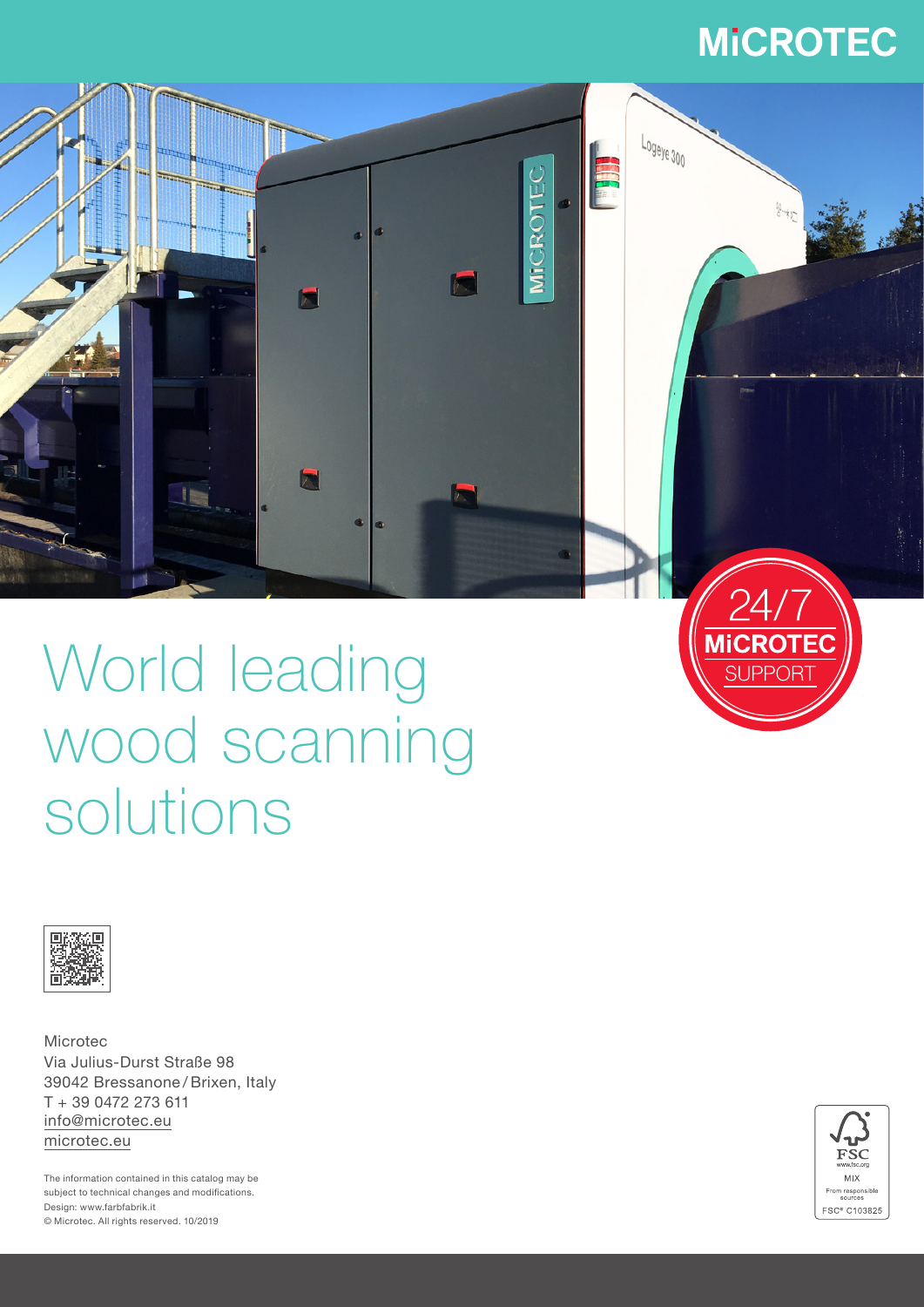# World leading wood scanning solutions

24/7 MiCROTEC SUPPORT

Microtec
Via Julius-Durst Straße 98
39042 Bressanone / Brixen, Italy
T + 39 0472 273 611
info@microtec.eu
microtec.eu

The information contained in this catalog may be subject to technical changes and modifications.
Design: www.farbfabrik.it
© Microtec. All rights reserved. 10/2019

FSC
www.fsc.org
MIX
From responsible sources
FSC® C103825